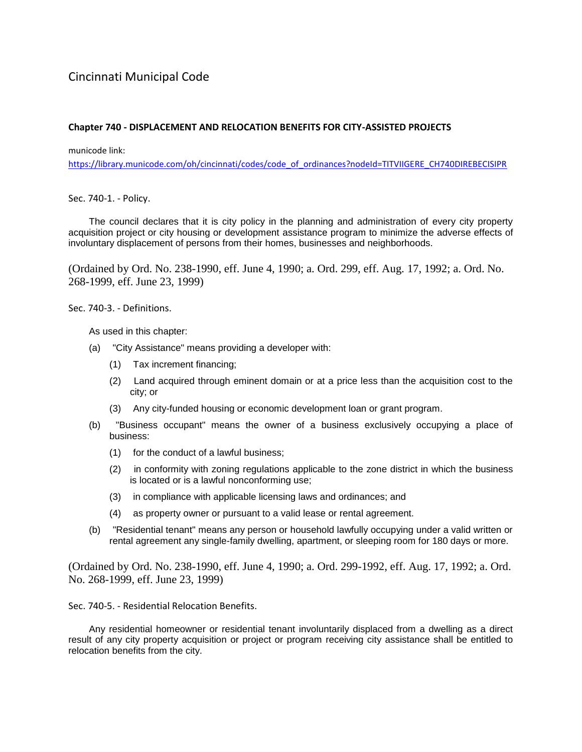# Cincinnati Municipal Code

### Chapter 740 - DISPLACEMENT AND RELOCATION BENEFITS FOR CITY-ASSISTED PROJECTS

municode link:
[https://library.municode.com/oh/cincinnati/codes/code_of_ordinances?nodeId=TITVIIGERE_CH740DIREBECISIPR](https://library.municode.com/oh/cincinnati/codes/code_of_ordinances?nodeId=TITVIIGERE_CH740DIREBECISIPR)

Sec. 740-1. - Policy.

The council declares that it is city policy in the planning and administration of every city property acquisition project or city housing or development assistance program to minimize the adverse effects of involuntary displacement of persons from their homes, businesses and neighborhoods.

(Ordained by Ord. No. 238-1990, eff. June 4, 1990; a. Ord. 299, eff. Aug. 17, 1992; a. Ord. No. 268-1999, eff. June 23, 1999)

Sec. 740-3. - Definitions.

As used in this chapter:

(a) "City Assistance" means providing a developer with:

  (1) Tax increment financing;

  (2) Land acquired through eminent domain or at a price less than the acquisition cost to the city; or

  (3) Any city-funded housing or economic development loan or grant program.

(b) "Business occupant" means the owner of a business exclusively occupying a place of business:

  (1) for the conduct of a lawful business;

  (2) in conformity with zoning regulations applicable to the zone district in which the business is located or is a lawful nonconforming use;

  (3) in compliance with applicable licensing laws and ordinances; and

  (4) as property owner or pursuant to a valid lease or rental agreement.

(b) "Residential tenant" means any person or household lawfully occupying under a valid written or rental agreement any single-family dwelling, apartment, or sleeping room for 180 days or more.

(Ordained by Ord. No. 238-1990, eff. June 4, 1990; a. Ord. 299-1992, eff. Aug. 17, 1992; a. Ord. No. 268-1999, eff. June 23, 1999)

Sec. 740-5. - Residential Relocation Benefits.

Any residential homeowner or residential tenant involuntarily displaced from a dwelling as a direct result of any city property acquisition or project or program receiving city assistance shall be entitled to relocation benefits from the city.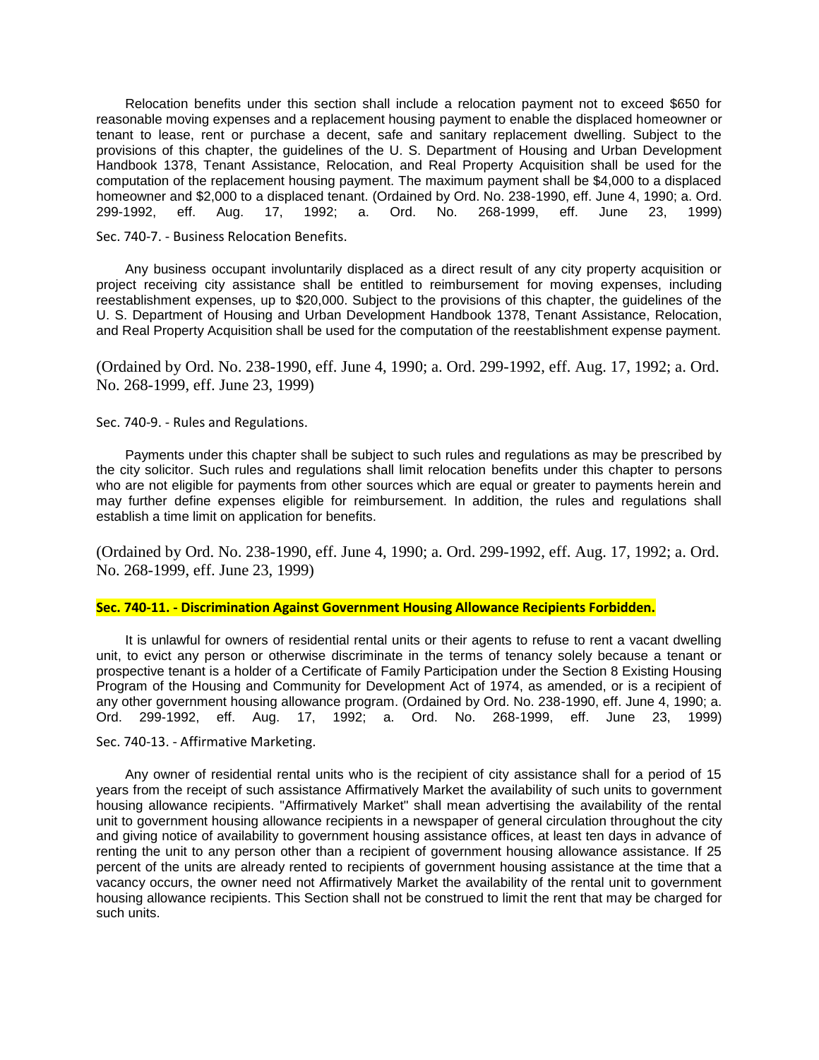Relocation benefits under this section shall include a relocation payment not to exceed $650 for reasonable moving expenses and a replacement housing payment to enable the displaced homeowner or tenant to lease, rent or purchase a decent, safe and sanitary replacement dwelling. Subject to the provisions of this chapter, the guidelines of the U. S. Department of Housing and Urban Development Handbook 1378, Tenant Assistance, Relocation, and Real Property Acquisition shall be used for the computation of the replacement housing payment. The maximum payment shall be $4,000 to a displaced homeowner and $2,000 to a displaced tenant. (Ordained by Ord. No. 238-1990, eff. June 4, 1990; a. Ord. 299-1992, eff. Aug. 17, 1992; a. Ord. No. 268-1999, eff. June 23, 1999)

Sec. 740-7. - Business Relocation Benefits.

Any business occupant involuntarily displaced as a direct result of any city property acquisition or project receiving city assistance shall be entitled to reimbursement for moving expenses, including reestablishment expenses, up to $20,000. Subject to the provisions of this chapter, the guidelines of the U. S. Department of Housing and Urban Development Handbook 1378, Tenant Assistance, Relocation, and Real Property Acquisition shall be used for the computation of the reestablishment expense payment.

(Ordained by Ord. No. 238-1990, eff. June 4, 1990; a. Ord. 299-1992, eff. Aug. 17, 1992; a. Ord. No. 268-1999, eff. June 23, 1999)

Sec. 740-9. - Rules and Regulations.

Payments under this chapter shall be subject to such rules and regulations as may be prescribed by the city solicitor. Such rules and regulations shall limit relocation benefits under this chapter to persons who are not eligible for payments from other sources which are equal or greater to payments herein and may further define expenses eligible for reimbursement. In addition, the rules and regulations shall establish a time limit on application for benefits.

(Ordained by Ord. No. 238-1990, eff. June 4, 1990; a. Ord. 299-1992, eff. Aug. 17, 1992; a. Ord. No. 268-1999, eff. June 23, 1999)

**Sec. 740-11. - Discrimination Against Government Housing Allowance Recipients Forbidden.**

It is unlawful for owners of residential rental units or their agents to refuse to rent a vacant dwelling unit, to evict any person or otherwise discriminate in the terms of tenancy solely because a tenant or prospective tenant is a holder of a Certificate of Family Participation under the Section 8 Existing Housing Program of the Housing and Community for Development Act of 1974, as amended, or is a recipient of any other government housing allowance program. (Ordained by Ord. No. 238-1990, eff. June 4, 1990; a. Ord. 299-1992, eff. Aug. 17, 1992; a. Ord. No. 268-1999, eff. June 23, 1999)

Sec. 740-13. - Affirmative Marketing.

Any owner of residential rental units who is the recipient of city assistance shall for a period of 15 years from the receipt of such assistance Affirmatively Market the availability of such units to government housing allowance recipients. "Affirmatively Market" shall mean advertising the availability of the rental unit to government housing allowance recipients in a newspaper of general circulation throughout the city and giving notice of availability to government housing assistance offices, at least ten days in advance of renting the unit to any person other than a recipient of government housing allowance assistance. If 25 percent of the units are already rented to recipients of government housing assistance at the time that a vacancy occurs, the owner need not Affirmatively Market the availability of the rental unit to government housing allowance recipients. This Section shall not be construed to limit the rent that may be charged for such units.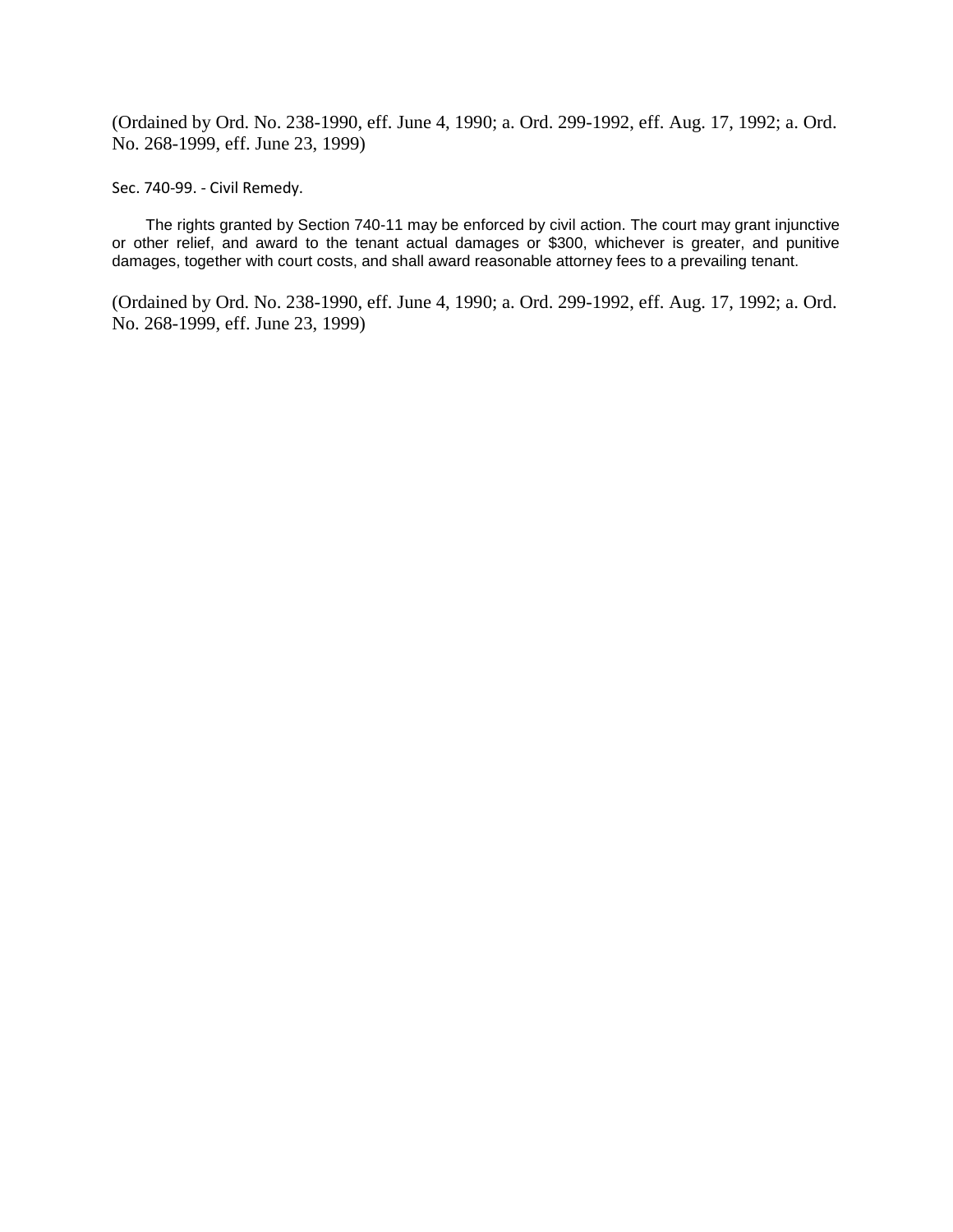(Ordained by Ord. No. 238-1990, eff. June 4, 1990; a. Ord. 299-1992, eff. Aug. 17, 1992; a. Ord. No. 268-1999, eff. June 23, 1999)

Sec. 740-99. - Civil Remedy.

The rights granted by Section 740-11 may be enforced by civil action. The court may grant injunctive or other relief, and award to the tenant actual damages or $300, whichever is greater, and punitive damages, together with court costs, and shall award reasonable attorney fees to a prevailing tenant.

(Ordained by Ord. No. 238-1990, eff. June 4, 1990; a. Ord. 299-1992, eff. Aug. 17, 1992; a. Ord. No. 268-1999, eff. June 23, 1999)